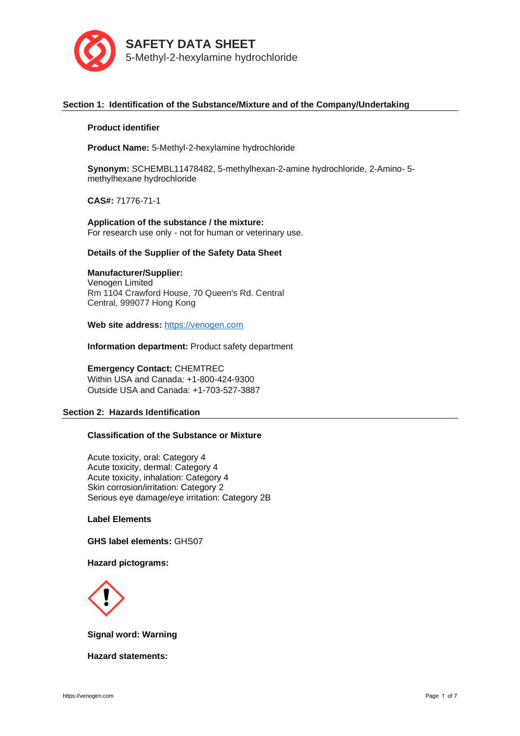# SAFETY DATA SHEET

5-Methyl-2-hexylamine hydrochloride

## Section 1: Identification of the Substance/Mixture and of the Company/Undertaking

**Product identifier**

**Product Name:** 5-Methyl-2-hexylamine hydrochloride

**Synonym:** SCHEMBL11478482, 5-methylhexan-2-amine hydrochloride, 2-Amino- 5-methylhexane hydrochloride

**CAS#:** 71776-71-1

**Application of the substance / the mixture:**
For research use only - not for human or veterinary use.

**Details of the Supplier of the Safety Data Sheet**

**Manufacturer/Supplier:**
Venogen Limited
Rm 1104 Crawford House, 70 Queen's Rd. Central
Central, 999077 Hong Kong

**Web site address:** https://venogen.com

**Information department:** Product safety department

**Emergency Contact:** CHEMTREC
Within USA and Canada: +1-800-424-9300
Outside USA and Canada: +1-703-527-3887

## Section 2: Hazards Identification

**Classification of the Substance or Mixture**

Acute toxicity, oral: Category 4
Acute toxicity, dermal: Category 4
Acute toxicity, inhalation: Category 4
Skin corrosion/irritation: Category 2
Serious eye damage/eye irritation: Category 2B

**Label Elements**

**GHS label elements:** GHS07

**Hazard pictograms:**

**Signal word: Warning**

**Hazard statements:**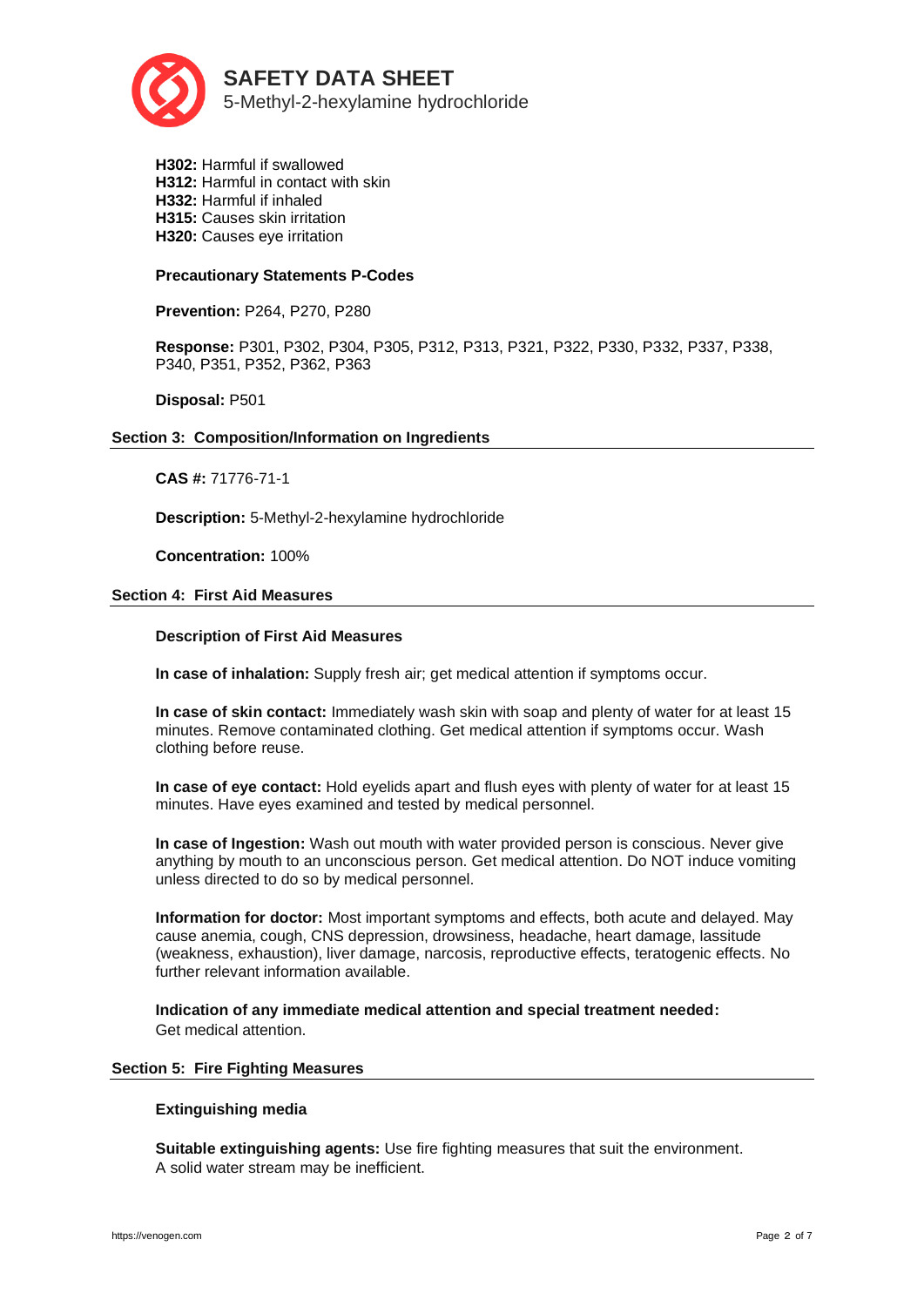**H302:** Harmful if swallowed
**H312:** Harmful in contact with skin
**H332:** Harmful if inhaled
**H315:** Causes skin irritation
**H320:** Causes eye irritation

**Precautionary Statements P-Codes**

**Prevention:** P264, P270, P280

**Response:** P301, P302, P304, P305, P312, P313, P321, P322, P330, P332, P337, P338, P340, P351, P352, P362, P363

**Disposal:** P501

## Section 3: Composition/Information on Ingredients

**CAS #:** 71776-71-1

**Description:** 5-Methyl-2-hexylamine hydrochloride

**Concentration:** 100%

## Section 4: First Aid Measures

**Description of First Aid Measures**

**In case of inhalation:** Supply fresh air; get medical attention if symptoms occur.

**In case of skin contact:** Immediately wash skin with soap and plenty of water for at least 15 minutes. Remove contaminated clothing. Get medical attention if symptoms occur. Wash clothing before reuse.

**In case of eye contact:** Hold eyelids apart and flush eyes with plenty of water for at least 15 minutes. Have eyes examined and tested by medical personnel.

**In case of Ingestion:** Wash out mouth with water provided person is conscious. Never give anything by mouth to an unconscious person. Get medical attention. Do NOT induce vomiting unless directed to do so by medical personnel.

**Information for doctor:** Most important symptoms and effects, both acute and delayed. May cause anemia, cough, CNS depression, drowsiness, headache, heart damage, lassitude (weakness, exhaustion), liver damage, narcosis, reproductive effects, teratogenic effects. No further relevant information available.

**Indication of any immediate medical attention and special treatment needed:**
Get medical attention.

## Section 5: Fire Fighting Measures

**Extinguishing media**

**Suitable extinguishing agents:** Use fire fighting measures that suit the environment.
A solid water stream may be inefficient.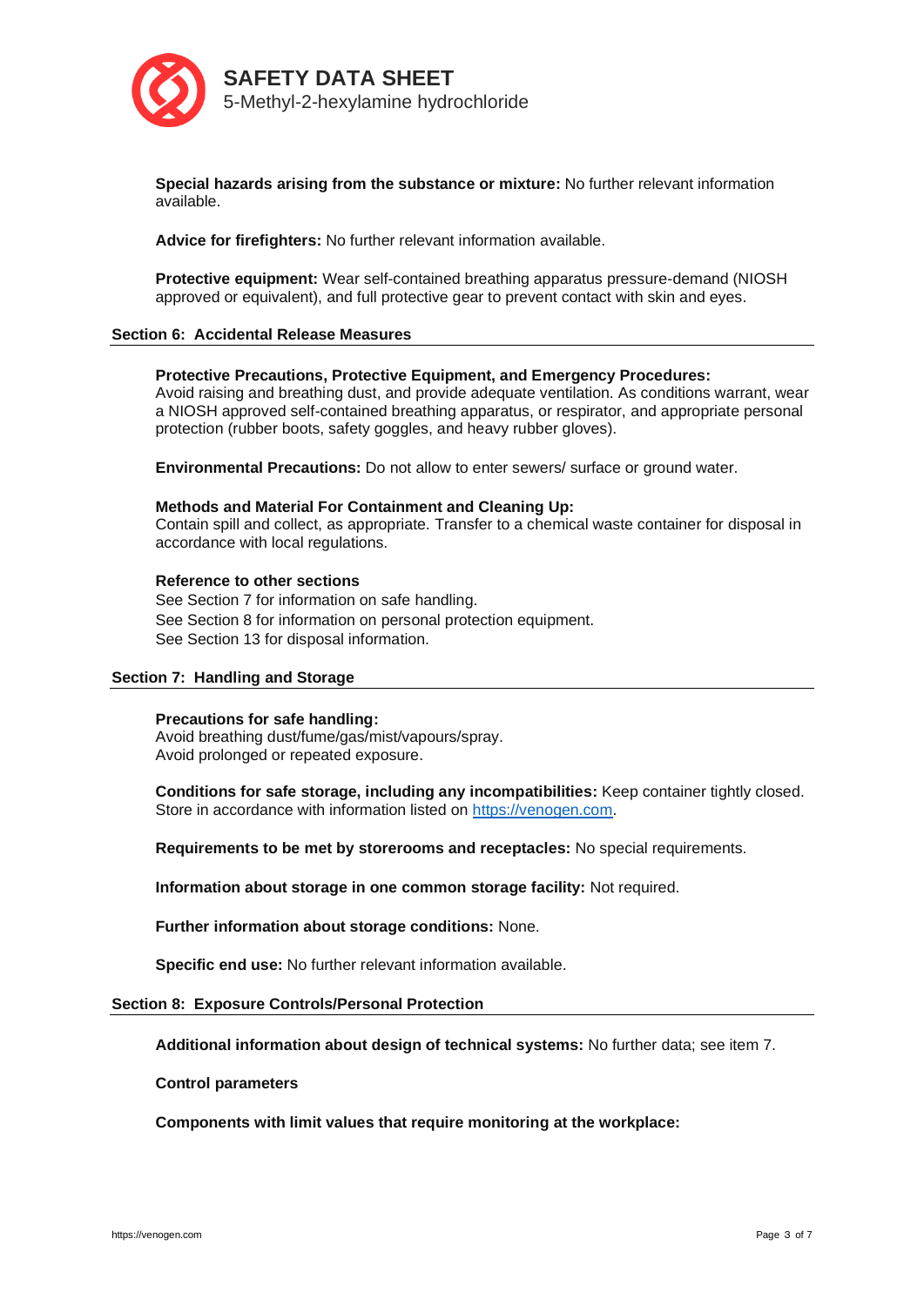**Special hazards arising from the substance or mixture:** No further relevant information available.

**Advice for firefighters:** No further relevant information available.

**Protective equipment:** Wear self-contained breathing apparatus pressure-demand (NIOSH approved or equivalent), and full protective gear to prevent contact with skin and eyes.

## Section 6: Accidental Release Measures

**Protective Precautions, Protective Equipment, and Emergency Procedures:**
Avoid raising and breathing dust, and provide adequate ventilation. As conditions warrant, wear a NIOSH approved self-contained breathing apparatus, or respirator, and appropriate personal protection (rubber boots, safety goggles, and heavy rubber gloves).

**Environmental Precautions:** Do not allow to enter sewers/ surface or ground water.

**Methods and Material For Containment and Cleaning Up:**
Contain spill and collect, as appropriate. Transfer to a chemical waste container for disposal in accordance with local regulations.

**Reference to other sections**
See Section 7 for information on safe handling.
See Section 8 for information on personal protection equipment.
See Section 13 for disposal information.

## Section 7: Handling and Storage

**Precautions for safe handling:**
Avoid breathing dust/fume/gas/mist/vapours/spray.
Avoid prolonged or repeated exposure.

**Conditions for safe storage, including any incompatibilities:** Keep container tightly closed. Store in accordance with information listed on [https://venogen.com](https://venogen.com).

**Requirements to be met by storerooms and receptacles:** No special requirements.

**Information about storage in one common storage facility:** Not required.

**Further information about storage conditions:** None.

**Specific end use:** No further relevant information available.

## Section 8: Exposure Controls/Personal Protection

**Additional information about design of technical systems:** No further data; see item 7.

**Control parameters**

**Components with limit values that require monitoring at the workplace:**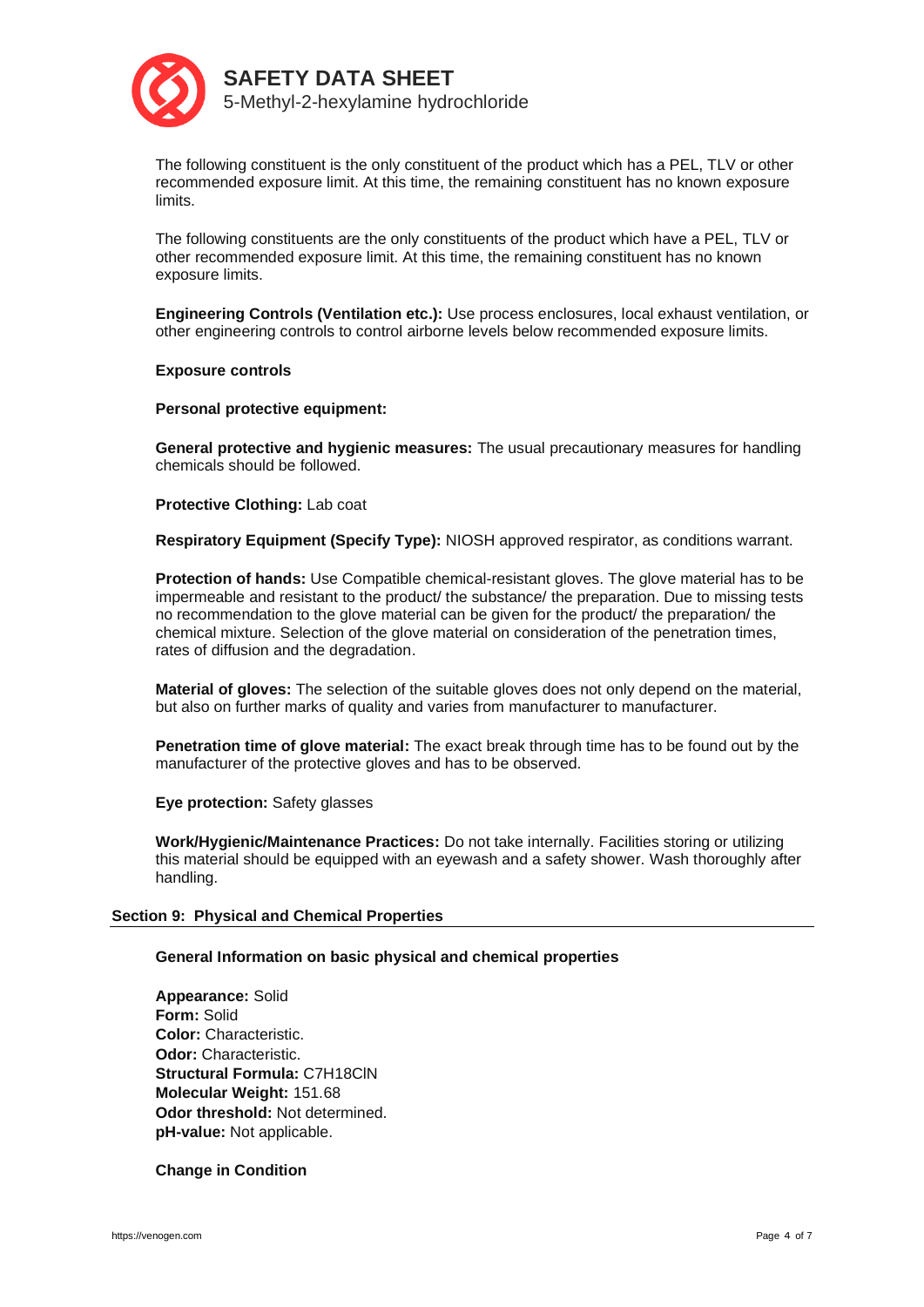The following constituent is the only constituent of the product which has a PEL, TLV or other recommended exposure limit. At this time, the remaining constituent has no known exposure limits.

The following constituents are the only constituents of the product which have a PEL, TLV or other recommended exposure limit. At this time, the remaining constituent has no known exposure limits.

**Engineering Controls (Ventilation etc.):** Use process enclosures, local exhaust ventilation, or other engineering controls to control airborne levels below recommended exposure limits.

**Exposure controls**

**Personal protective equipment:**

**General protective and hygienic measures:** The usual precautionary measures for handling chemicals should be followed.

**Protective Clothing:** Lab coat

**Respiratory Equipment (Specify Type):** NIOSH approved respirator, as conditions warrant.

**Protection of hands:** Use Compatible chemical-resistant gloves. The glove material has to be impermeable and resistant to the product/ the substance/ the preparation. Due to missing tests no recommendation to the glove material can be given for the product/ the preparation/ the chemical mixture. Selection of the glove material on consideration of the penetration times, rates of diffusion and the degradation.

**Material of gloves:** The selection of the suitable gloves does not only depend on the material, but also on further marks of quality and varies from manufacturer to manufacturer.

**Penetration time of glove material:** The exact break through time has to be found out by the manufacturer of the protective gloves and has to be observed.

**Eye protection:** Safety glasses

**Work/Hygienic/Maintenance Practices:** Do not take internally. Facilities storing or utilizing this material should be equipped with an eyewash and a safety shower. Wash thoroughly after handling.

## Section 9: Physical and Chemical Properties

**General Information on basic physical and chemical properties**

**Appearance:** Solid
**Form:** Solid
**Color:** Characteristic.
**Odor:** Characteristic.
**Structural Formula:** $C_7H_{18}ClN$
**Molecular Weight:** 151.68
**Odor threshold:** Not determined.
**pH-value:** Not applicable.

**Change in Condition**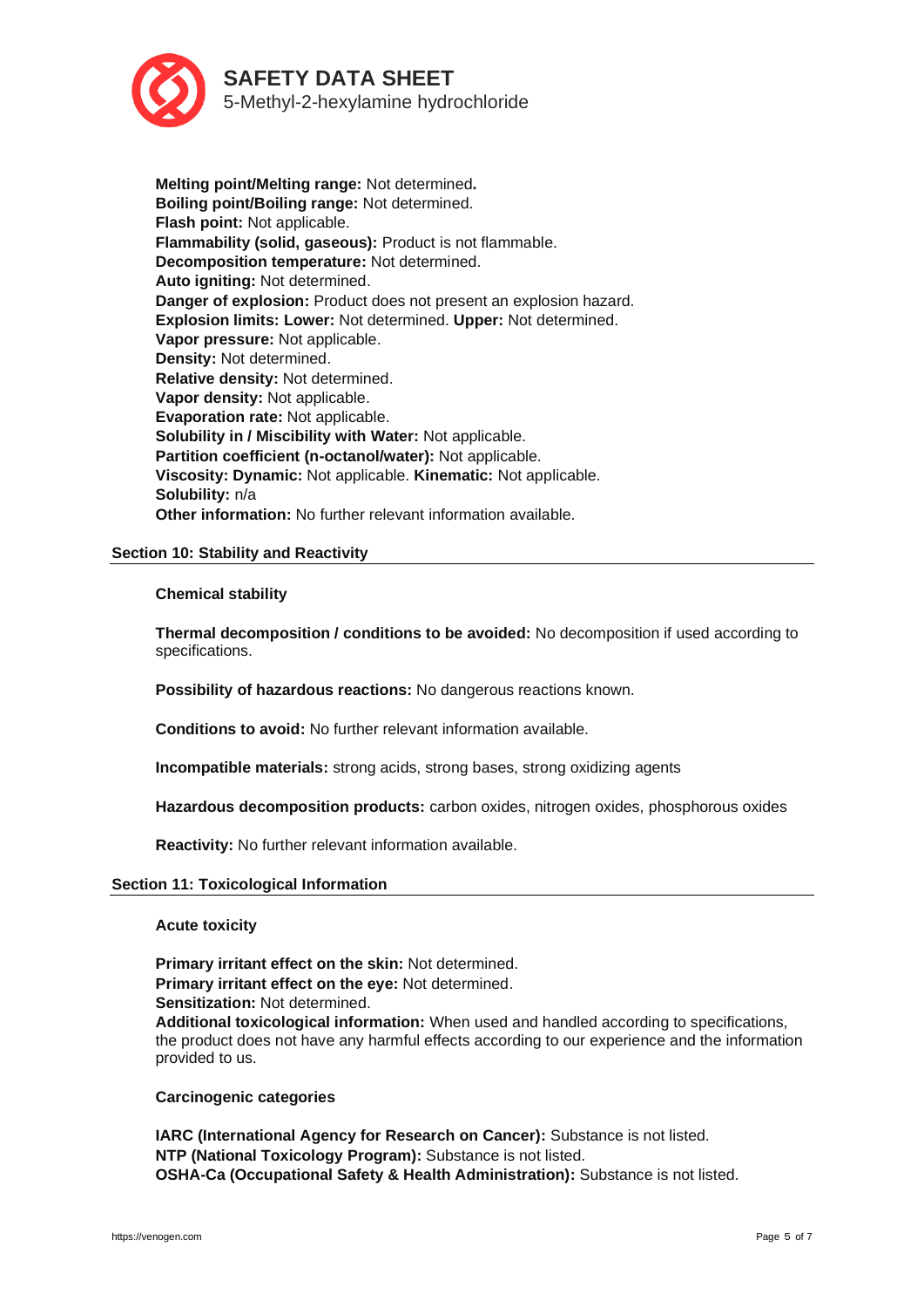**Melting point/Melting range:** Not determined**.**
**Boiling point/Boiling range:** Not determined.
**Flash point:** Not applicable.
**Flammability (solid, gaseous):** Product is not flammable.
**Decomposition temperature:** Not determined.
**Auto igniting:** Not determined.
**Danger of explosion:** Product does not present an explosion hazard.
**Explosion limits: Lower:** Not determined. **Upper:** Not determined.
**Vapor pressure:** Not applicable.
**Density:** Not determined.
**Relative density:** Not determined.
**Vapor density:** Not applicable.
**Evaporation rate:** Not applicable.
**Solubility in / Miscibility with Water:** Not applicable.
**Partition coefficient (n-octanol/water):** Not applicable.
**Viscosity: Dynamic:** Not applicable. **Kinematic:** Not applicable.
**Solubility:** n/a
**Other information:** No further relevant information available.

## Section 10: Stability and Reactivity

**Chemical stability**

**Thermal decomposition / conditions to be avoided:** No decomposition if used according to specifications.

**Possibility of hazardous reactions:** No dangerous reactions known.

**Conditions to avoid:** No further relevant information available.

**Incompatible materials:** strong acids, strong bases, strong oxidizing agents

**Hazardous decomposition products:** carbon oxides, nitrogen oxides, phosphorous oxides

**Reactivity:** No further relevant information available.

## Section 11: Toxicological Information

**Acute toxicity**

**Primary irritant effect on the skin:** Not determined.
**Primary irritant effect on the eye:** Not determined.
**Sensitization:** Not determined.
**Additional toxicological information:** When used and handled according to specifications, the product does not have any harmful effects according to our experience and the information provided to us.

**Carcinogenic categories**

**IARC (International Agency for Research on Cancer):** Substance is not listed.
**NTP (National Toxicology Program):** Substance is not listed.
**OSHA-Ca (Occupational Safety & Health Administration):** Substance is not listed.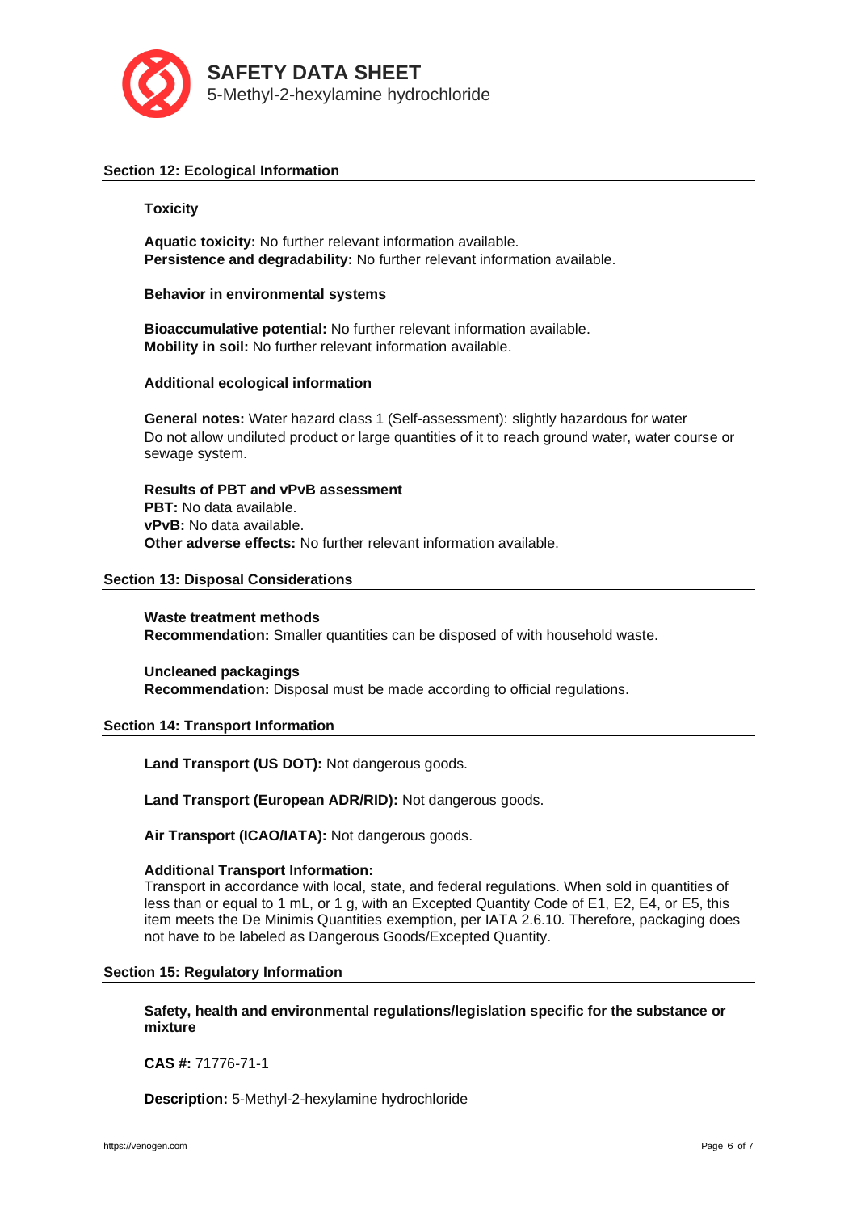## Section 12: Ecological Information

### Toxicity

**Aquatic toxicity:** No further relevant information available.
**Persistence and degradability:** No further relevant information available.

### Behavior in environmental systems

**Bioaccumulative potential:** No further relevant information available.
**Mobility in soil:** No further relevant information available.

### Additional ecological information

**General notes:** Water hazard class 1 (Self-assessment): slightly hazardous for water
Do not allow undiluted product or large quantities of it to reach ground water, water course or sewage system.

**Results of PBT and vPvB assessment**
**PBT:** No data available.
**vPvB:** No data available.
**Other adverse effects:** No further relevant information available.

## Section 13: Disposal Considerations

**Waste treatment methods**
**Recommendation:** Smaller quantities can be disposed of with household waste.

**Uncleaned packagings**
**Recommendation:** Disposal must be made according to official regulations.

## Section 14: Transport Information

**Land Transport (US DOT):** Not dangerous goods.

**Land Transport (European ADR/RID):** Not dangerous goods.

**Air Transport (ICAO/IATA):** Not dangerous goods.

**Additional Transport Information:**
Transport in accordance with local, state, and federal regulations. When sold in quantities of less than or equal to 1 mL, or 1 g, with an Excepted Quantity Code of E1, E2, E4, or E5, this item meets the De Minimis Quantities exemption, per IATA 2.6.10. Therefore, packaging does not have to be labeled as Dangerous Goods/Excepted Quantity.

## Section 15: Regulatory Information

**Safety, health and environmental regulations/legislation specific for the substance or mixture**

**CAS #:** 71776-71-1

**Description:** 5-Methyl-2-hexylamine hydrochloride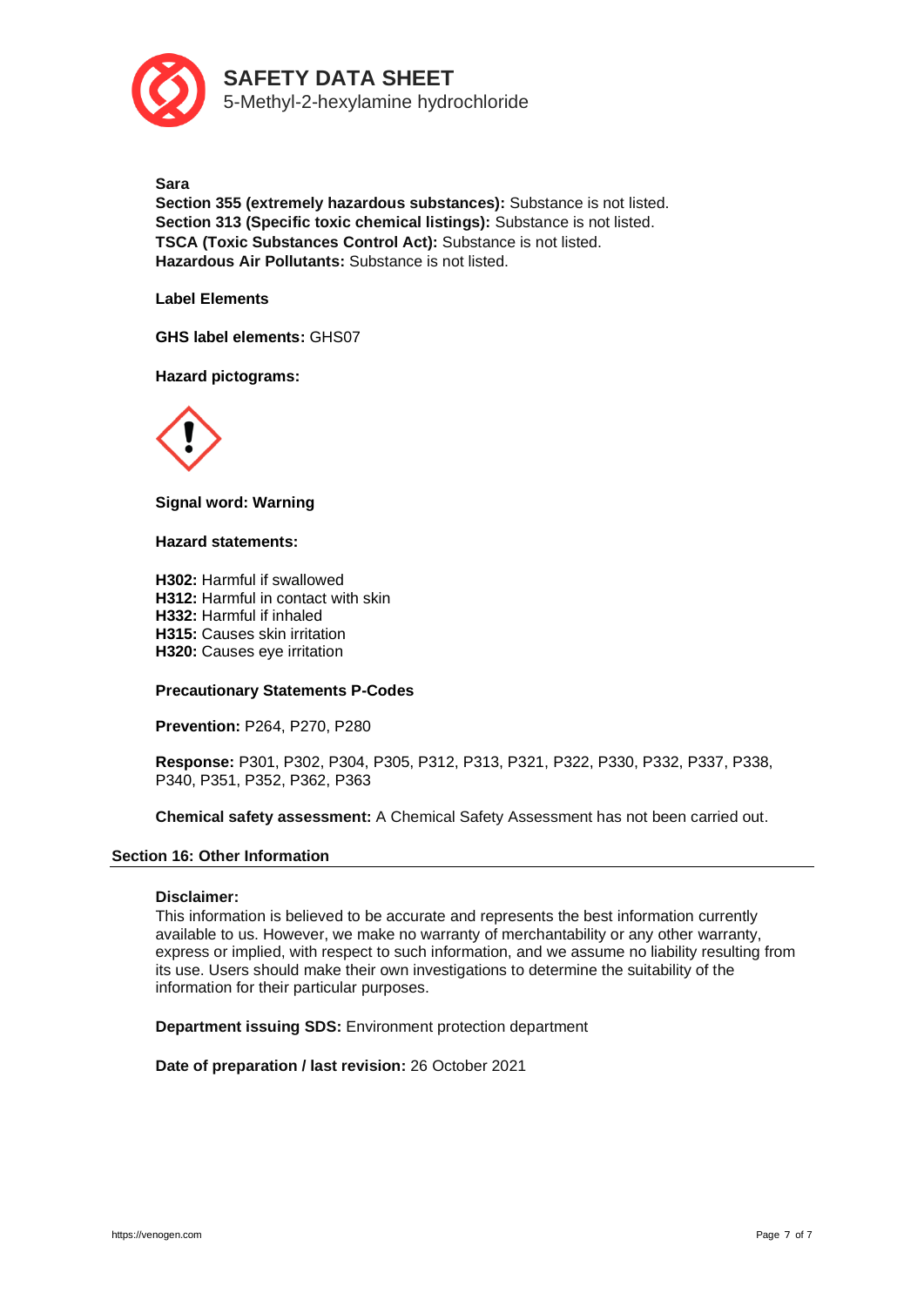**Sara**

**Section 355 (extremely hazardous substances):** Substance is not listed.
**Section 313 (Specific toxic chemical listings):** Substance is not listed.
**TSCA (Toxic Substances Control Act):** Substance is not listed.
**Hazardous Air Pollutants:** Substance is not listed.

**Label Elements**

**GHS label elements:** GHS07

**Hazard pictograms:**

**Signal word: Warning**

**Hazard statements:**

**H302:** Harmful if swallowed
**H312:** Harmful in contact with skin
**H332:** Harmful if inhaled
**H315:** Causes skin irritation
**H320:** Causes eye irritation

**Precautionary Statements P-Codes**

**Prevention:** P264, P270, P280

**Response:** P301, P302, P304, P305, P312, P313, P321, P322, P330, P332, P337, P338, P340, P351, P352, P362, P363

**Chemical safety assessment:** A Chemical Safety Assessment has not been carried out.

## Section 16: Other Information

**Disclaimer:**
This information is believed to be accurate and represents the best information currently available to us. However, we make no warranty of merchantability or any other warranty, express or implied, with respect to such information, and we assume no liability resulting from its use. Users should make their own investigations to determine the suitability of the information for their particular purposes.

**Department issuing SDS:** Environment protection department

**Date of preparation / last revision:** 26 October 2021